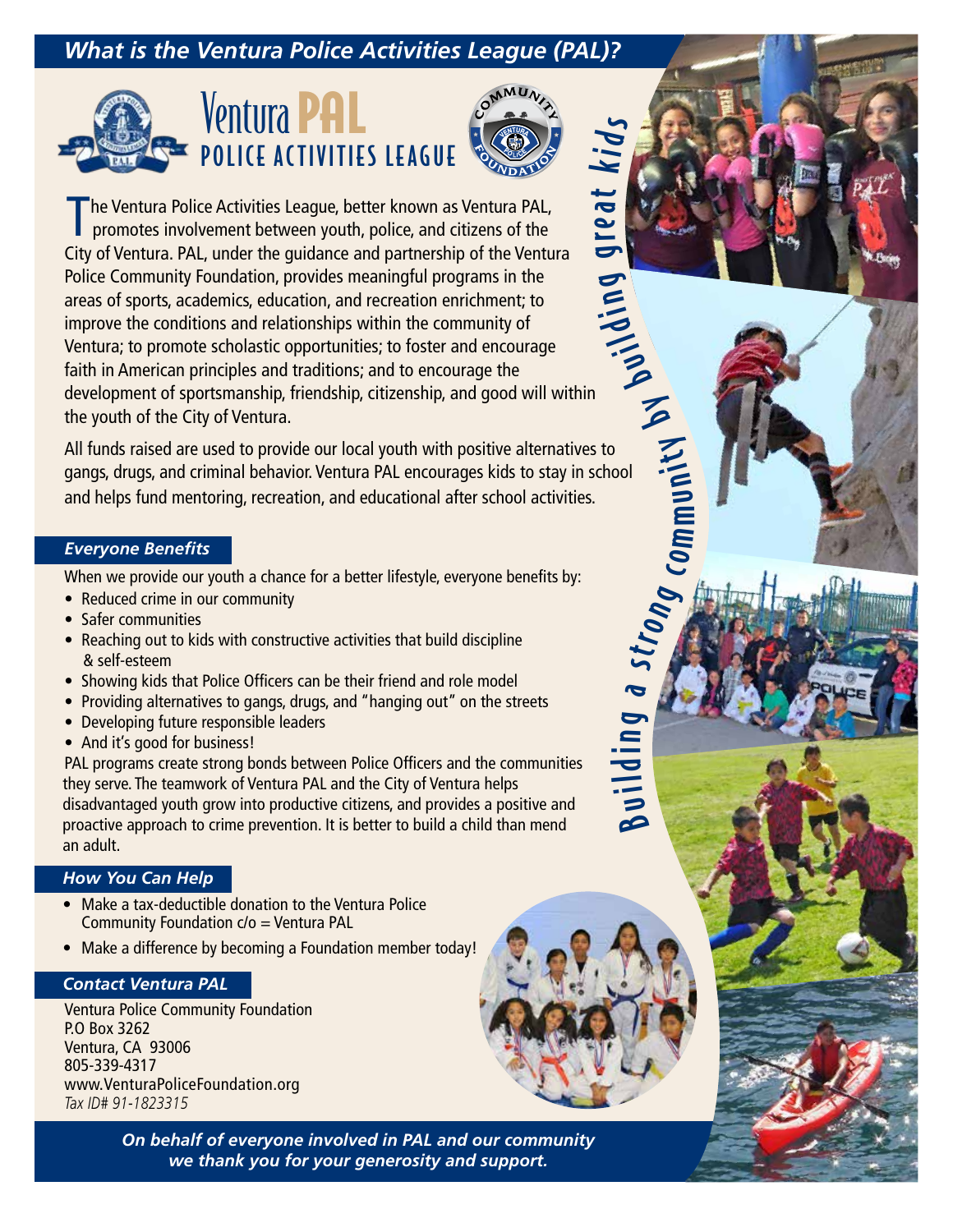## What is the Ventura Police Activities League (PAL)?

# Ventura PAL
## POLICE ACTIVITIES LEAGUE

*Building a strong community by building great kids*

The Ventura Police Activities League, better known as Ventura PAL, promotes involvement between youth, police, and citizens of the City of Ventura. PAL, under the guidance and partnership of the Ventura Police Community Foundation, provides meaningful programs in the areas of sports, academics, education, and recreation enrichment; to improve the conditions and relationships within the community of Ventura; to promote scholastic opportunities; to foster and encourage faith in American principles and traditions; and to encourage the development of sportsmanship, friendship, citizenship, and good will within the youth of the City of Ventura.

All funds raised are used to provide our local youth with positive alternatives to gangs, drugs, and criminal behavior. Ventura PAL encourages kids to stay in school and helps fund mentoring, recreation, and educational after school activities.

### *Everyone Benefits*

When we provide our youth a chance for a better lifestyle, everyone benefits by:

- Reduced crime in our community
- Safer communities
- Reaching out to kids with constructive activities that build discipline & self-esteem
- Showing kids that Police Officers can be their friend and role model
- Providing alternatives to gangs, drugs, and "hanging out" on the streets
- Developing future responsible leaders
- And it's good for business!

PAL programs create strong bonds between Police Officers and the communities they serve. The teamwork of Ventura PAL and the City of Ventura helps disadvantaged youth grow into productive citizens, and provides a positive and proactive approach to crime prevention. It is better to build a child than mend an adult.

### *How You Can Help*

- Make a tax-deductible donation to the Ventura Police Community Foundation c/o = Ventura PAL
- Make a difference by becoming a Foundation member today!

### *Contact Ventura PAL*

Ventura Police Community Foundation
P.O Box 3262
Ventura, CA 93006
805-339-4317
www.VenturaPoliceFoundation.org
*Tax ID# 91-1823315*

***On behalf of everyone involved in PAL and our community we thank you for your generosity and support.***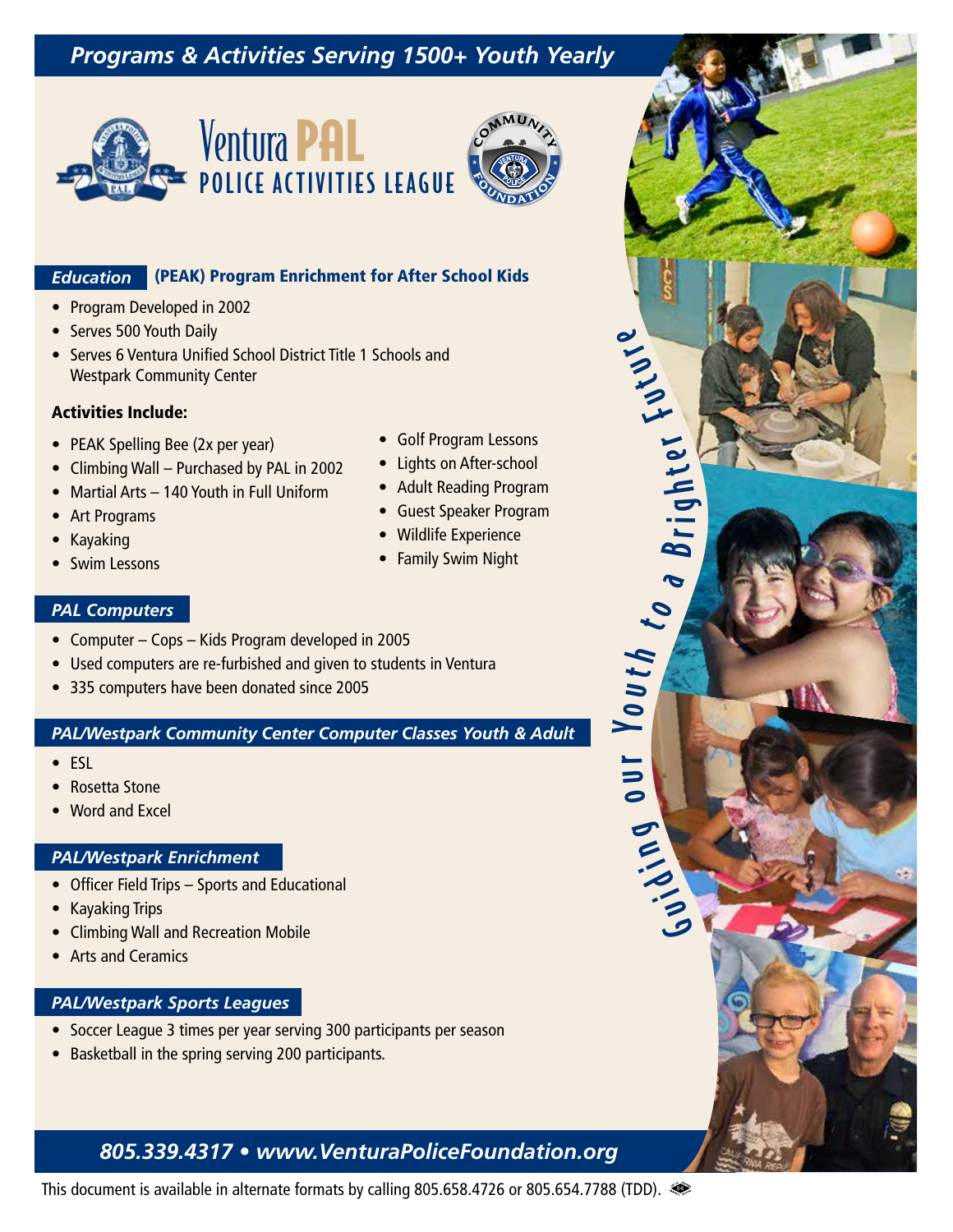## *Programs & Activities Serving 1500+ Youth Yearly*

# Ventura PAL
## POLICE ACTIVITIES LEAGUE

COMMUNITY FOUNDATION

### *Education* (PEAK) Program Enrichment for After School Kids

- Program Developed in 2002
- Serves 500 Youth Daily
- Serves 6 Ventura Unified School District Title 1 Schools and Westpark Community Center

**Activities Include:**

- PEAK Spelling Bee (2x per year)
- Climbing Wall – Purchased by PAL in 2002
- Martial Arts – 140 Youth in Full Uniform
- Art Programs
- Kayaking
- Swim Lessons
- Golf Program Lessons
- Lights on After-school
- Adult Reading Program
- Guest Speaker Program
- Wildlife Experience
- Family Swim Night

### *PAL Computers*

- Computer – Cops – Kids Program developed in 2005
- Used computers are re-furbished and given to students in Ventura
- 335 computers have been donated since 2005

### *PAL/Westpark Community Center Computer Classes Youth & Adult*

- ESL
- Rosetta Stone
- Word and Excel

### *PAL/Westpark Enrichment*

- Officer Field Trips – Sports and Educational
- Kayaking Trips
- Climbing Wall and Recreation Mobile
- Arts and Ceramics

### *PAL/Westpark Sports Leagues*

- Soccer League 3 times per year serving 300 participants per season
- Basketball in the spring serving 200 participants.

Guiding our Youth to a Brighter Future

***805.339.4317 • www.VenturaPoliceFoundation.org***

This document is available in alternate formats by calling 805.658.4726 or 805.654.7788 (TDD).